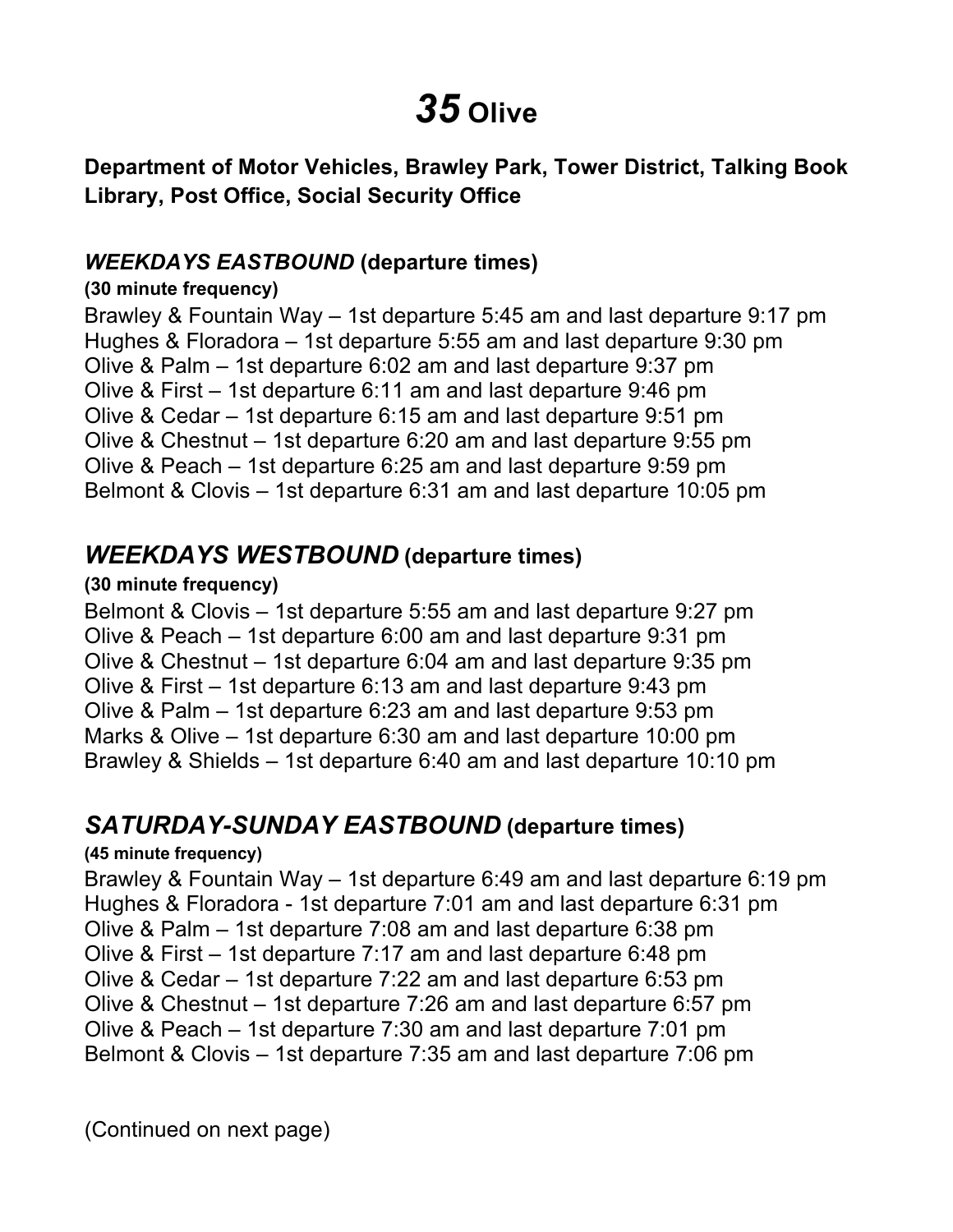# *35* Olive

**Department of Motor Vehicles, Brawley Park, Tower District, Talking Book Library, Post Office, Social Security Office**

### *WEEKDAYS EASTBOUND* (departure times)

**(30 minute frequency)**

Brawley & Fountain Way – 1st departure 5:45 am and last departure 9:17 pm
Hughes & Floradora – 1st departure 5:55 am and last departure 9:30 pm
Olive & Palm – 1st departure 6:02 am and last departure 9:37 pm
Olive & First – 1st departure 6:11 am and last departure 9:46 pm
Olive & Cedar – 1st departure 6:15 am and last departure 9:51 pm
Olive & Chestnut – 1st departure 6:20 am and last departure 9:55 pm
Olive & Peach – 1st departure 6:25 am and last departure 9:59 pm
Belmont & Clovis – 1st departure 6:31 am and last departure 10:05 pm

## *WEEKDAYS WESTBOUND* (departure times)

**(30 minute frequency)**

Belmont & Clovis – 1st departure 5:55 am and last departure 9:27 pm
Olive & Peach – 1st departure 6:00 am and last departure 9:31 pm
Olive & Chestnut – 1st departure 6:04 am and last departure 9:35 pm
Olive & First – 1st departure 6:13 am and last departure 9:43 pm
Olive & Palm – 1st departure 6:23 am and last departure 9:53 pm
Marks & Olive – 1st departure 6:30 am and last departure 10:00 pm
Brawley & Shields – 1st departure 6:40 am and last departure 10:10 pm

## *SATURDAY-SUNDAY EASTBOUND* (departure times)

**(45 minute frequency)**

Brawley & Fountain Way – 1st departure 6:49 am and last departure 6:19 pm
Hughes & Floradora - 1st departure 7:01 am and last departure 6:31 pm
Olive & Palm – 1st departure 7:08 am and last departure 6:38 pm
Olive & First – 1st departure 7:17 am and last departure 6:48 pm
Olive & Cedar – 1st departure 7:22 am and last departure 6:53 pm
Olive & Chestnut – 1st departure 7:26 am and last departure 6:57 pm
Olive & Peach – 1st departure 7:30 am and last departure 7:01 pm
Belmont & Clovis – 1st departure 7:35 am and last departure 7:06 pm

(Continued on next page)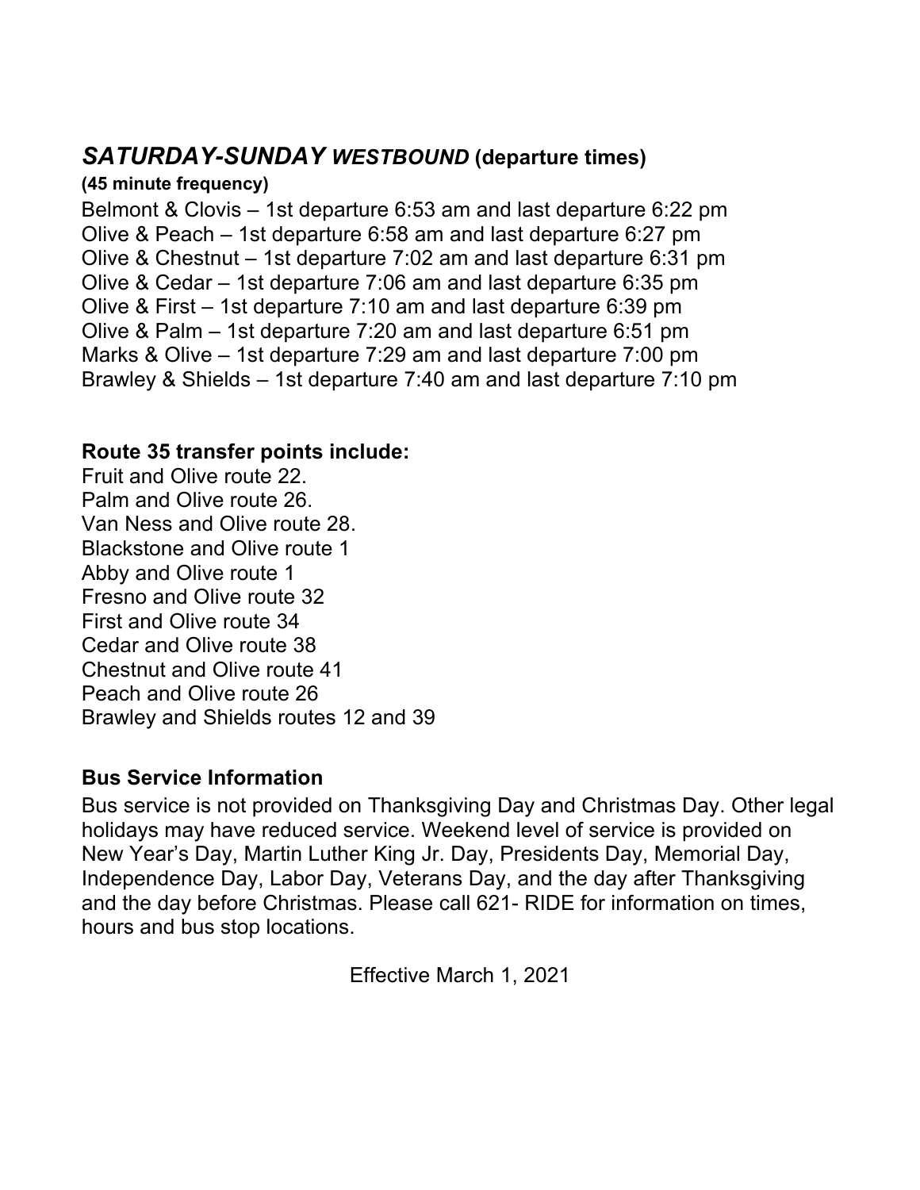## ***SATURDAY-SUNDAY WESTBOUND*** **(departure times)**

**(45 minute frequency)**

Belmont & Clovis – 1st departure 6:53 am and last departure 6:22 pm
Olive & Peach – 1st departure 6:58 am and last departure 6:27 pm
Olive & Chestnut – 1st departure 7:02 am and last departure 6:31 pm
Olive & Cedar – 1st departure 7:06 am and last departure 6:35 pm
Olive & First – 1st departure 7:10 am and last departure 6:39 pm
Olive & Palm – 1st departure 7:20 am and last departure 6:51 pm
Marks & Olive – 1st departure 7:29 am and last departure 7:00 pm
Brawley & Shields – 1st departure 7:40 am and last departure 7:10 pm

### Route 35 transfer points include:

Fruit and Olive route 22.
Palm and Olive route 26.
Van Ness and Olive route 28.
Blackstone and Olive route 1
Abby and Olive route 1
Fresno and Olive route 32
First and Olive route 34
Cedar and Olive route 38
Chestnut and Olive route 41
Peach and Olive route 26
Brawley and Shields routes 12 and 39

### Bus Service Information

Bus service is not provided on Thanksgiving Day and Christmas Day. Other legal holidays may have reduced service. Weekend level of service is provided on New Year's Day, Martin Luther King Jr. Day, Presidents Day, Memorial Day, Independence Day, Labor Day, Veterans Day, and the day after Thanksgiving and the day before Christmas. Please call 621- RIDE for information on times, hours and bus stop locations.

Effective March 1, 2021